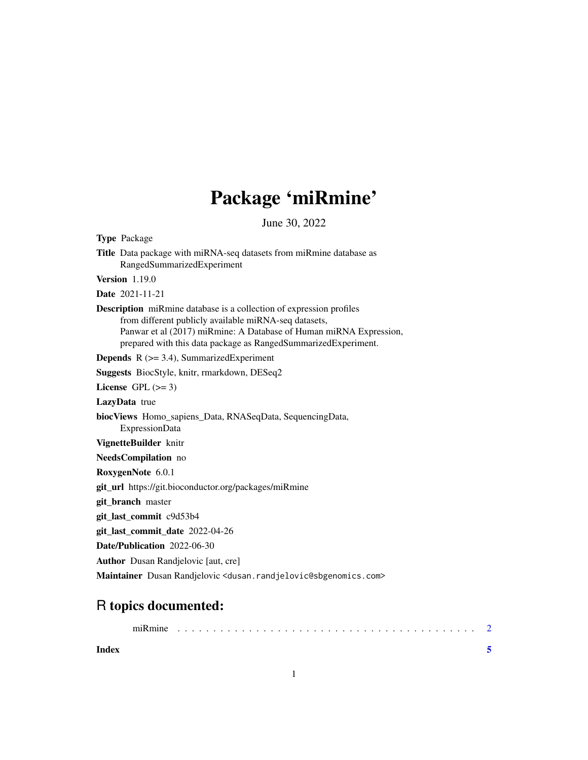# Package 'miRmine'

June 30, 2022

**Type** Package

**Title** Data package with miRNA-seq datasets from miRmine database as RangedSummarizedExperiment

**Version** 1.19.0

**Date** 2021-11-21

**Description** miRmine database is a collection of expression profiles from different publicly available miRNA-seq datasets, Panwar et al (2017) miRmine: A Database of Human miRNA Expression, prepared with this data package as RangedSummarizedExperiment.

**Depends** R (>= 3.4), SummarizedExperiment

**Suggests** BiocStyle, knitr, rmarkdown, DESeq2

**License** GPL (>= 3)

**LazyData** true

**biocViews** Homo_sapiens_Data, RNASeqData, SequencingData, ExpressionData

**VignetteBuilder** knitr

**NeedsCompilation** no

**RoxygenNote** 6.0.1

**git_url** https://git.bioconductor.org/packages/miRmine

**git_branch** master

**git_last_commit** c9d53b4

**git_last_commit_date** 2022-04-26

**Date/Publication** 2022-06-30

**Author** Dusan Randjelovic [aut, cre]

**Maintainer** Dusan Randjelovic <dusan.randjelovic@sbgenomics.com>

## R topics documented:

miRmine . . . . . . . . . . . . . . . . . . . . . . . . . . . . . . . . . . . . . . . . . 2

**Index** **5**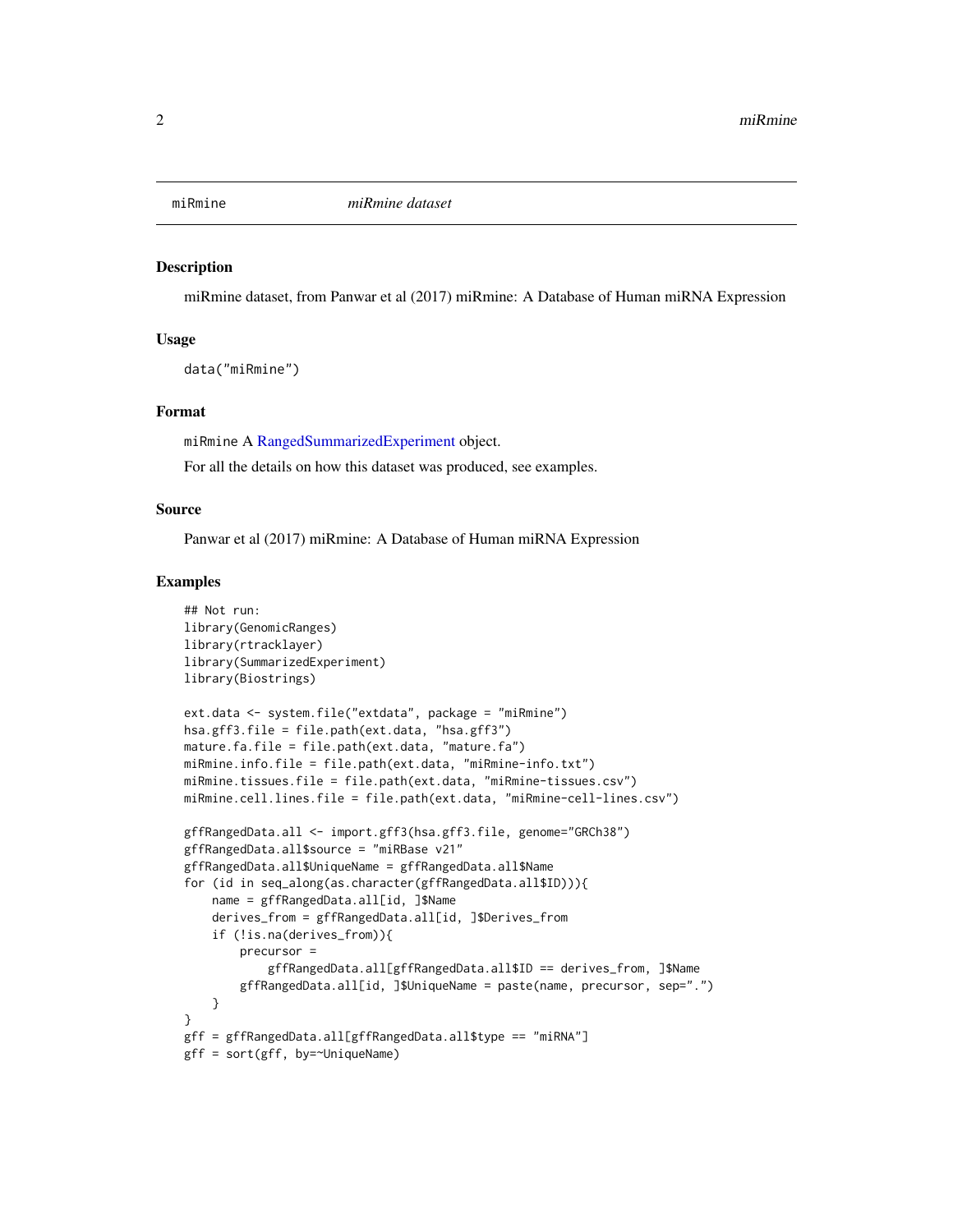miRmine *miRmine dataset*

## Description

miRmine dataset, from Panwar et al (2017) miRmine: A Database of Human miRNA Expression

## Usage

```
data("miRmine")
```

## Format

`miRmine` A RangedSummarizedExperiment object.

For all the details on how this dataset was produced, see examples.

## Source

Panwar et al (2017) miRmine: A Database of Human miRNA Expression

## Examples

```
## Not run:
library(GenomicRanges)
library(rtracklayer)
library(SummarizedExperiment)
library(Biostrings)

ext.data <- system.file("extdata", package = "miRmine")
hsa.gff3.file = file.path(ext.data, "hsa.gff3")
mature.fa.file = file.path(ext.data, "mature.fa")
miRmine.info.file = file.path(ext.data, "miRmine-info.txt")
miRmine.tissues.file = file.path(ext.data, "miRmine-tissues.csv")
miRmine.cell.lines.file = file.path(ext.data, "miRmine-cell-lines.csv")

gffRangedData.all <- import.gff3(hsa.gff3.file, genome="GRCh38")
gffRangedData.all$source = "miRBase v21"
gffRangedData.all$UniqueName = gffRangedData.all$Name
for (id in seq_along(as.character(gffRangedData.all$ID))){
    name = gffRangedData.all[id, ]$Name
    derives_from = gffRangedData.all[id, ]$Derives_from
    if (!is.na(derives_from)){
        precursor =
            gffRangedData.all[gffRangedData.all$ID == derives_from, ]$Name
        gffRangedData.all[id, ]$UniqueName = paste(name, precursor, sep=".")
    }
}
gff = gffRangedData.all[gffRangedData.all$type == "miRNA"]
gff = sort(gff, by=~UniqueName)
```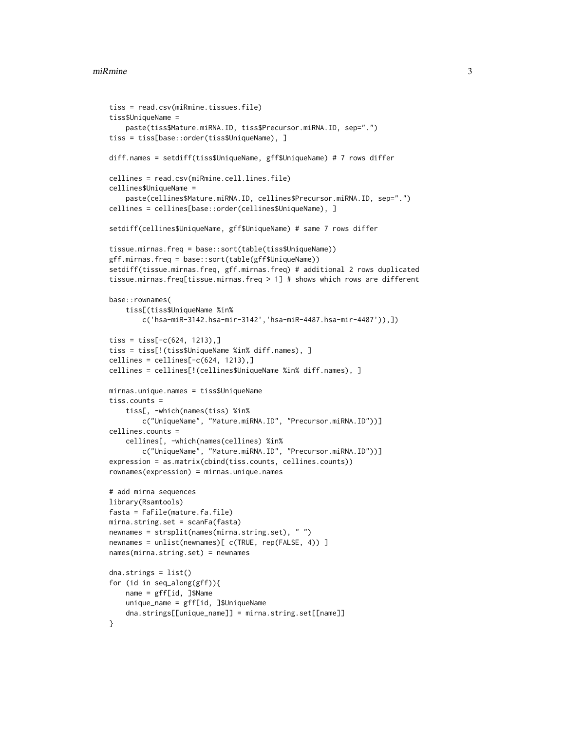```
tiss = read.csv(miRmine.tissues.file)
tiss$UniqueName =
    paste(tiss$Mature.miRNA.ID, tiss$Precursor.miRNA.ID, sep=".")
tiss = tiss[base::order(tiss$UniqueName), ]

diff.names = setdiff(tiss$UniqueName, gff$UniqueName) # 7 rows differ

cellines = read.csv(miRmine.cell.lines.file)
cellines$UniqueName =
    paste(cellines$Mature.miRNA.ID, cellines$Precursor.miRNA.ID, sep=".")
cellines = cellines[base::order(cellines$UniqueName), ]

setdiff(cellines$UniqueName, gff$UniqueName) # same 7 rows differ

tissue.mirnas.freq = base::sort(table(tiss$UniqueName))
gff.mirnas.freq = base::sort(table(gff$UniqueName))
setdiff(tissue.mirnas.freq, gff.mirnas.freq) # additional 2 rows duplicated
tissue.mirnas.freq[tissue.mirnas.freq > 1] # shows which rows are different

base::rownames(
    tiss[(tiss$UniqueName %in%
        c('hsa-miR-3142.hsa-mir-3142','hsa-miR-4487.hsa-mir-4487')),])

tiss = tiss[-c(624, 1213),]
tiss = tiss[!(tiss$UniqueName %in% diff.names), ]
cellines = cellines[-c(624, 1213),]
cellines = cellines[!(cellines$UniqueName %in% diff.names), ]

mirnas.unique.names = tiss$UniqueName
tiss.counts =
    tiss[, -which(names(tiss) %in%
        c("UniqueName", "Mature.miRNA.ID", "Precursor.miRNA.ID"))]
cellines.counts =
    cellines[, -which(names(cellines) %in%
        c("UniqueName", "Mature.miRNA.ID", "Precursor.miRNA.ID"))]
expression = as.matrix(cbind(tiss.counts, cellines.counts))
rownames(expression) = mirnas.unique.names

# add mirna sequences
library(Rsamtools)
fasta = FaFile(mature.fa.file)
mirna.string.set = scanFa(fasta)
newnames = strsplit(names(mirna.string.set), " ")
newnames = unlist(newnames)[ c(TRUE, rep(FALSE, 4)) ]
names(mirna.string.set) = newnames

dna.strings = list()
for (id in seq_along(gff)){
    name = gff[id, ]$Name
    unique_name = gff[id, ]$UniqueName
    dna.strings[[unique_name]] = mirna.string.set[[name]]
}
```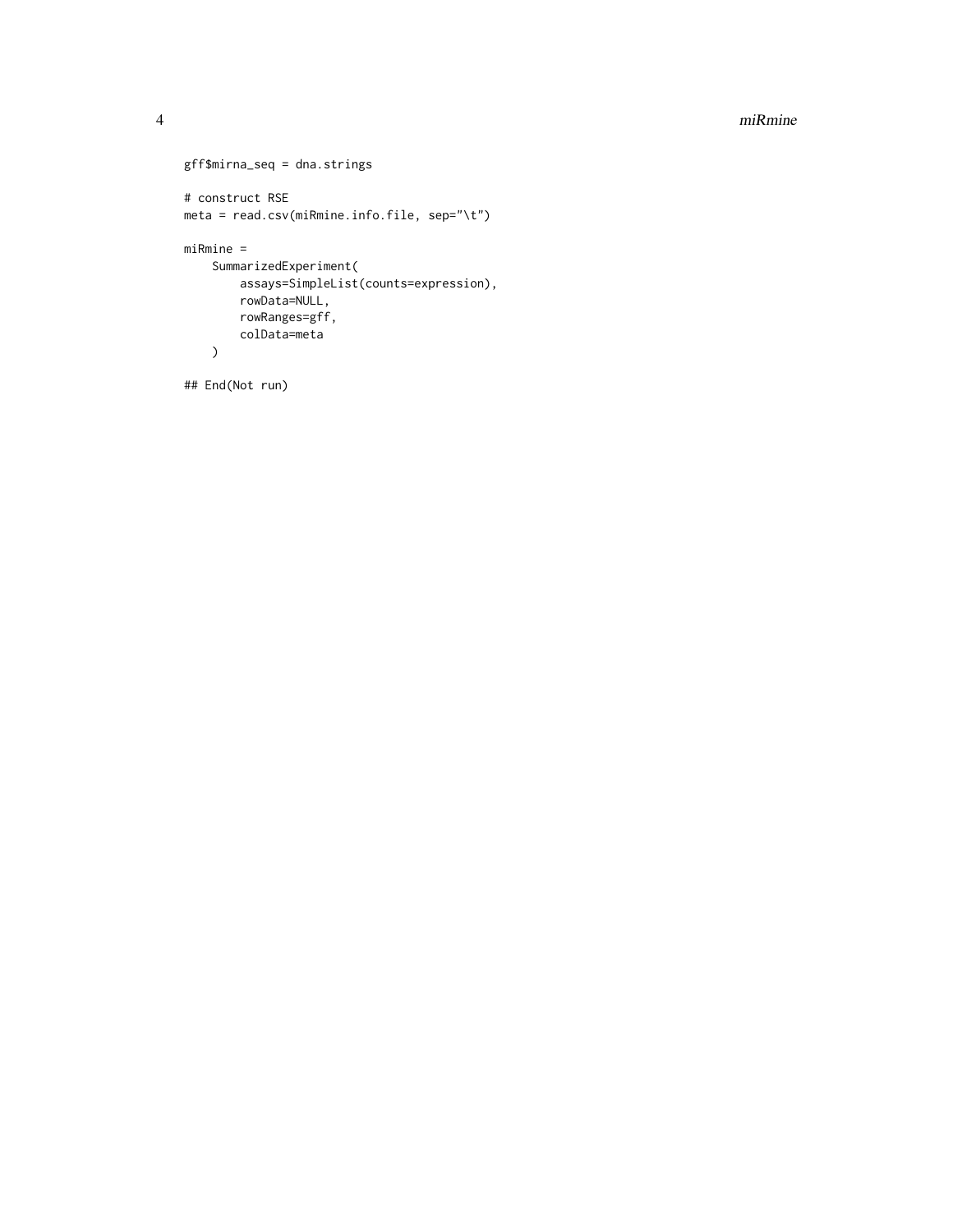```
gff$mirna_seq = dna.strings

# construct RSE
meta = read.csv(miRmine.info.file, sep="\t")

miRmine =
    SummarizedExperiment(
        assays=SimpleList(counts=expression),
        rowData=NULL,
        rowRanges=gff,
        colData=meta
    )

## End(Not run)
```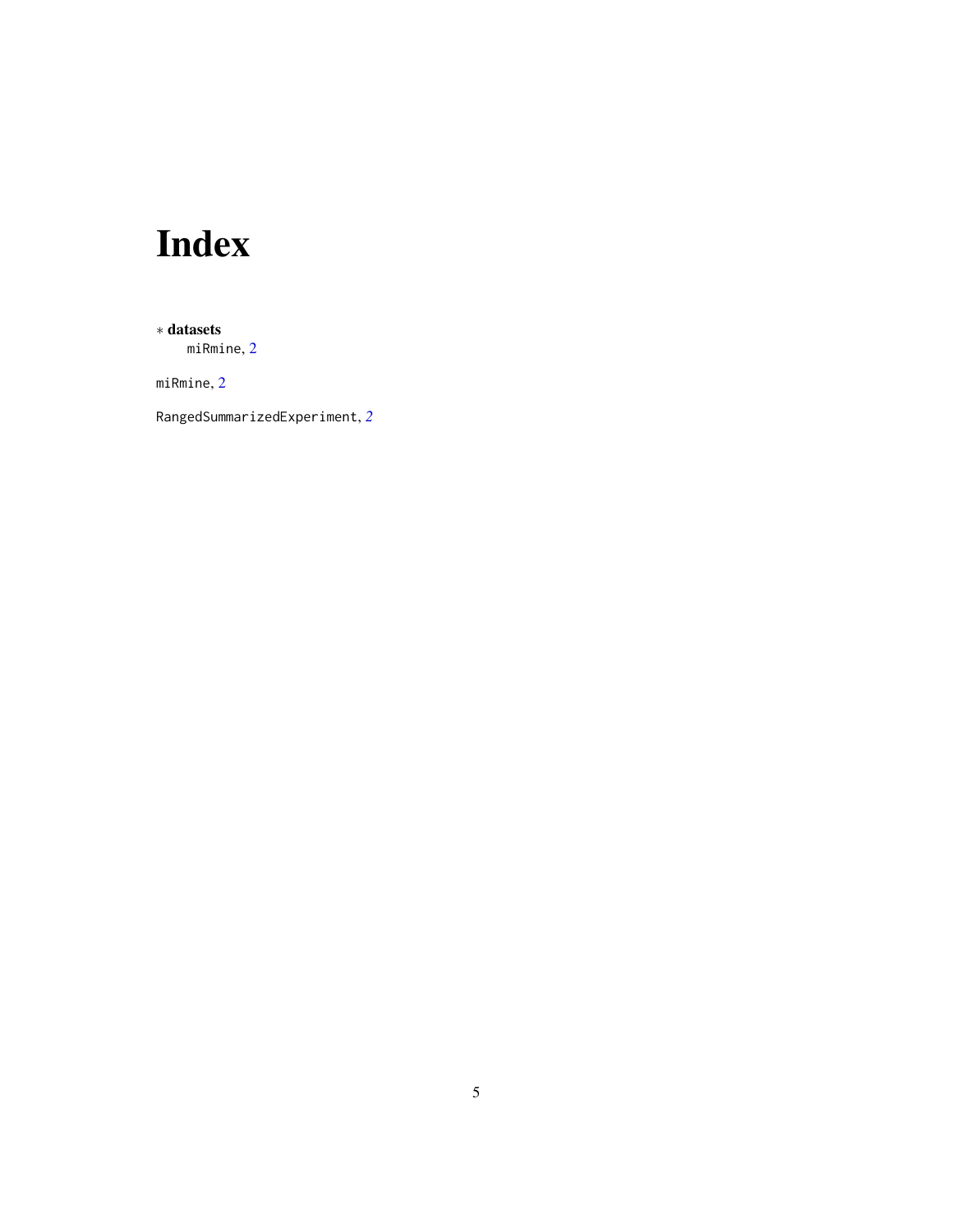# Index

∗ **datasets**
    miRmine, 2

miRmine, 2

RangedSummarizedExperiment, *2*